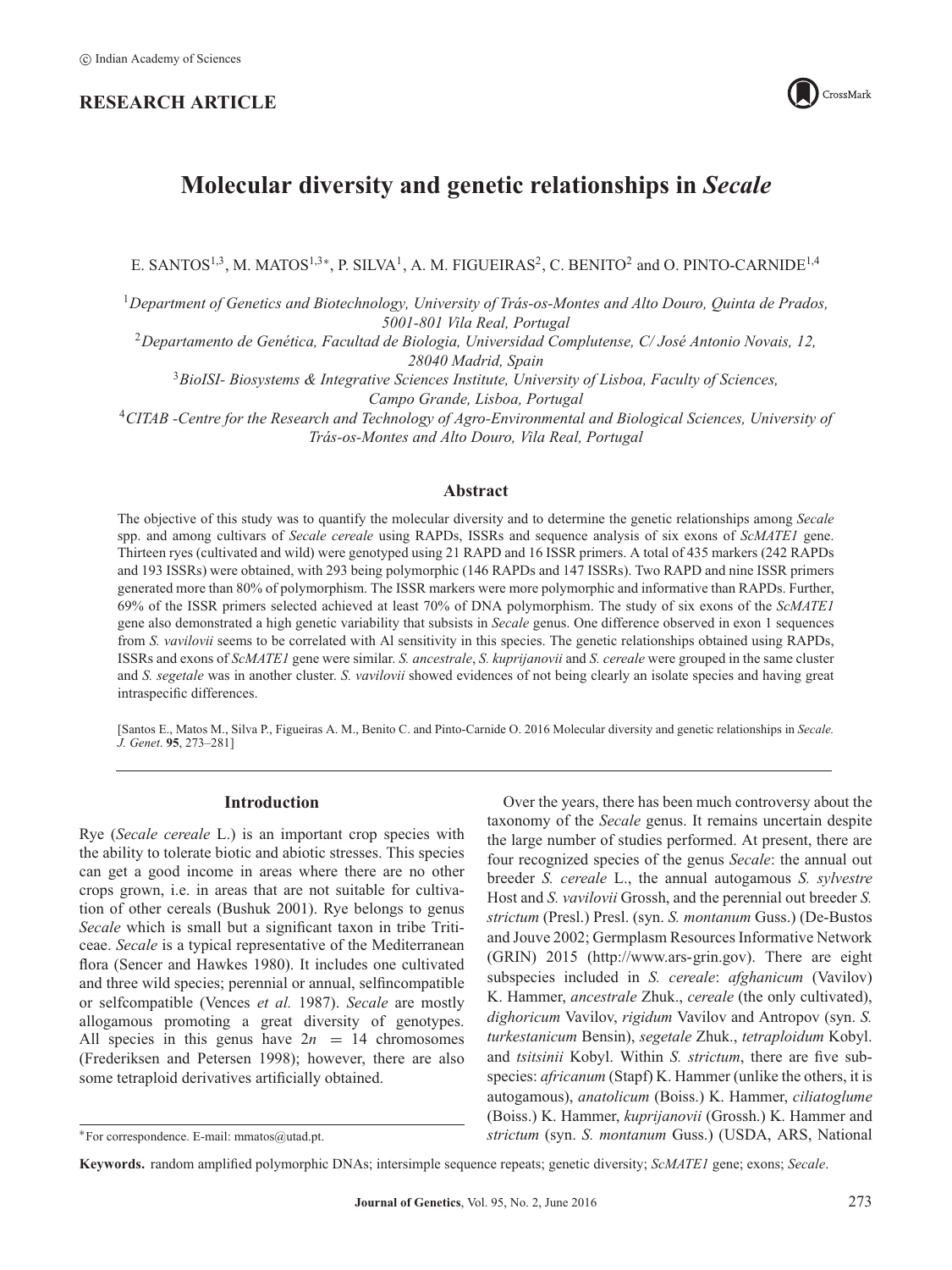© Indian Academy of Sciences

**RESEARCH ARTICLE**

# Molecular diversity and genetic relationships in *Secale*

E. SANTOS[1,3], M. MATOS[1,3*], P. SILVA[1], A. M. FIGUEIRAS[2], C. BENITO[2] and O. PINTO-CARNIDE[1,4]

[1]*Department of Genetics and Biotechnology, University of Trás-os-Montes and Alto Douro, Quinta de Prados, 5001-801 Vila Real, Portugal*

[2]*Departamento de Genética, Facultad de Biologia, Universidad Complutense, C/ José Antonio Novais, 12, 28040 Madrid, Spain*

[3]*BioISI- Biosystems & Integrative Sciences Institute, University of Lisboa, Faculty of Sciences, Campo Grande, Lisboa, Portugal*

[4]*CITAB -Centre for the Research and Technology of Agro-Environmental and Biological Sciences, University of Trás-os-Montes and Alto Douro, Vila Real, Portugal*

## Abstract

The objective of this study was to quantify the molecular diversity and to determine the genetic relationships among *Secale* spp. and among cultivars of *Secale cereale* using RAPDs, ISSRs and sequence analysis of six exons of *ScMATE1* gene. Thirteen ryes (cultivated and wild) were genotyped using 21 RAPD and 16 ISSR primers. A total of 435 markers (242 RAPDs and 193 ISSRs) were obtained, with 293 being polymorphic (146 RAPDs and 147 ISSRs). Two RAPD and nine ISSR primers generated more than 80% of polymorphism. The ISSR markers were more polymorphic and informative than RAPDs. Further, 69% of the ISSR primers selected achieved at least 70% of DNA polymorphism. The study of six exons of the *ScMATE1* gene also demonstrated a high genetic variability that subsists in *Secale* genus. One difference observed in exon 1 sequences from *S. vavilovii* seems to be correlated with Al sensitivity in this species. The genetic relationships obtained using RAPDs, ISSRs and exons of *ScMATE1* gene were similar. *S. ancestrale*, *S. kuprijanovii* and *S. cereale* were grouped in the same cluster and *S. segetale* was in another cluster. *S. vavilovii* showed evidences of not being clearly an isolate species and having great intraspecific differences.

[Santos E., Matos M., Silva P., Figueiras A. M., Benito C. and Pinto-Carnide O. 2016 Molecular diversity and genetic relationships in *Secale*. *J. Genet*. **95**, 273–281]

## Introduction

Rye (*Secale cereale* L.) is an important crop species with the ability to tolerate biotic and abiotic stresses. This species can get a good income in areas where there are no other crops grown, i.e. in areas that are not suitable for cultivation of other cereals (Bushuk 2001). Rye belongs to genus *Secale* which is small but a significant taxon in tribe Triticeae. *Secale* is a typical representative of the Mediterranean flora (Sencer and Hawkes 1980). It includes one cultivated and three wild species; perennial or annual, selfincompatible or selfcompatible (Vences *et al.* 1987). *Secale* are mostly allogamous promoting a great diversity of genotypes. All species in this genus have $2n = 14$ chromosomes (Frederiksen and Petersen 1998); however, there are also some tetraploid derivatives artificially obtained.

Over the years, there has been much controversy about the taxonomy of the *Secale* genus. It remains uncertain despite the large number of studies performed. At present, there are four recognized species of the genus *Secale*: the annual out breeder *S. cereale* L., the annual autogamous *S. sylvestre* Host and *S. vavilovii* Grossh, and the perennial out breeder *S. strictum* (Presl.) Presl. (syn. *S. montanum* Guss.) (De-Bustos and Jouve 2002; Germplasm Resources Informative Network (GRIN) 2015 (http://www.ars-grin.gov). There are eight subspecies included in *S. cereale*: *afghanicum* (Vavilov) K. Hammer, *ancestrale* Zhuk., *cereale* (the only cultivated), *dighoricum* Vavilov, *rigidum* Vavilov and Antropov (syn. *S. turkestanicum* Bensin), *segetale* Zhuk., *tetraploidum* Kobyl. and *tsitsinii* Kobyl. Within *S. strictum*, there are five subspecies: *africanum* (Stapf) K. Hammer (unlike the others, it is autogamous), *anatolicum* (Boiss.) K. Hammer, *ciliatoglume* (Boiss.) K. Hammer, *kuprijanovii* (Grossh.) K. Hammer and *strictum* (syn. *S. montanum* Guss.) (USDA, ARS, National

*For correspondence. E-mail: mmatos@utad.pt.

**Keywords.** random amplified polymorphic DNAs; intersimple sequence repeats; genetic diversity; *ScMATE1* gene; exons; *Secale*.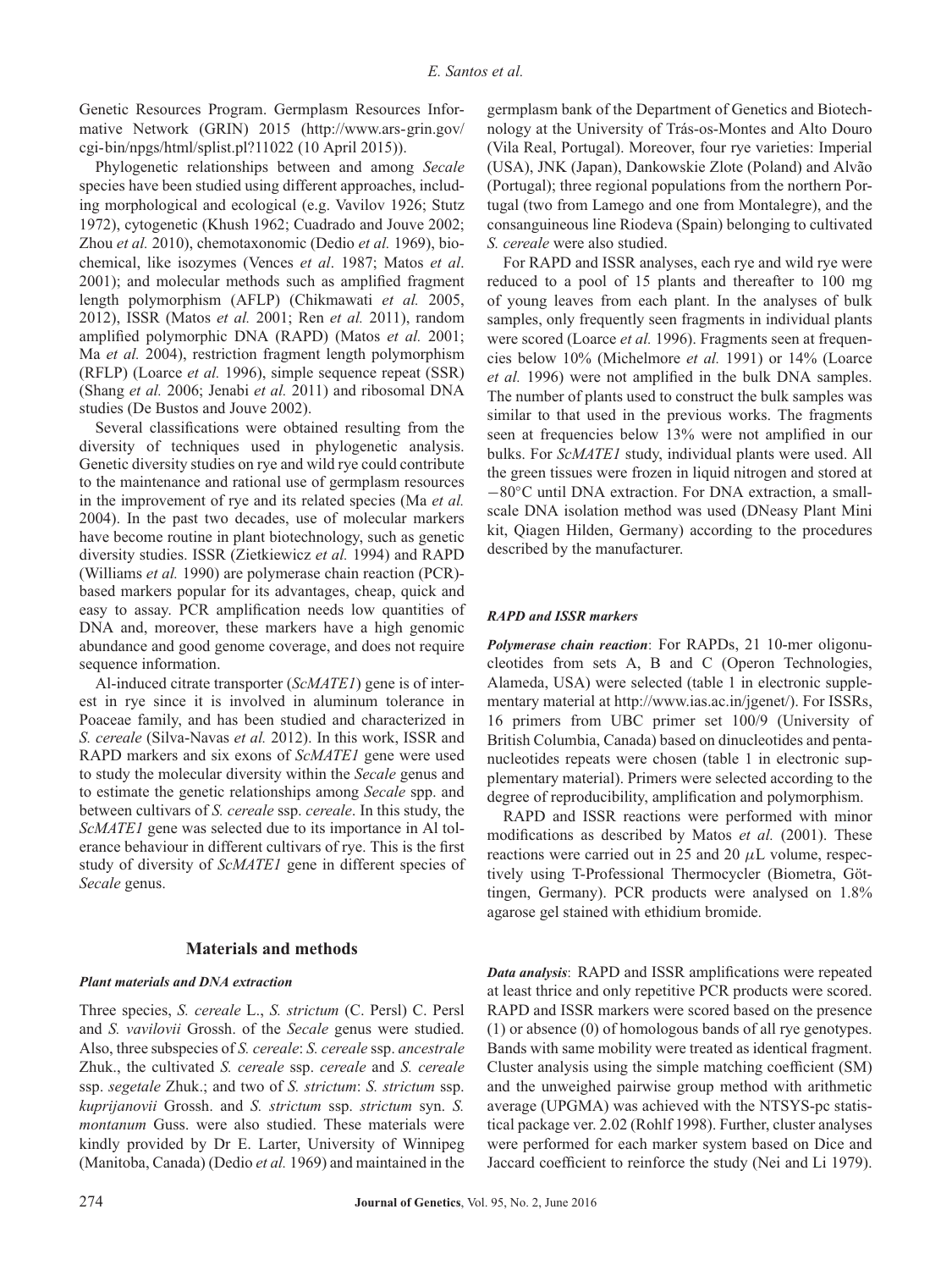Genetic Resources Program. Germplasm Resources Informative Network (GRIN) 2015 (http://www.ars-grin.gov/cgi-bin/npgs/html/splist.pl?11022 (10 April 2015)).

Phylogenetic relationships between and among *Secale* species have been studied using different approaches, including morphological and ecological (e.g. Vavilov 1926; Stutz 1972), cytogenetic (Khush 1962; Cuadrado and Jouve 2002; Zhou *et al.* 2010), chemotaxonomic (Dedio *et al.* 1969), biochemical, like isozymes (Vences *et al*. 1987; Matos *et al*. 2001); and molecular methods such as amplified fragment length polymorphism (AFLP) (Chikmawati *et al.* 2005, 2012), ISSR (Matos *et al.* 2001; Ren *et al.* 2011), random amplified polymorphic DNA (RAPD) (Matos *et al.* 2001; Ma *et al.* 2004), restriction fragment length polymorphism (RFLP) (Loarce *et al.* 1996), simple sequence repeat (SSR) (Shang *et al.* 2006; Jenabi *et al.* 2011) and ribosomal DNA studies (De Bustos and Jouve 2002).

Several classifications were obtained resulting from the diversity of techniques used in phylogenetic analysis. Genetic diversity studies on rye and wild rye could contribute to the maintenance and rational use of germplasm resources in the improvement of rye and its related species (Ma *et al.* 2004). In the past two decades, use of molecular markers have become routine in plant biotechnology, such as genetic diversity studies. ISSR (Zietkiewicz *et al.* 1994) and RAPD (Williams *et al.* 1990) are polymerase chain reaction (PCR)-based markers popular for its advantages, cheap, quick and easy to assay. PCR amplification needs low quantities of DNA and, moreover, these markers have a high genomic abundance and good genome coverage, and does not require sequence information.

Al-induced citrate transporter (*ScMATE1*) gene is of interest in rye since it is involved in aluminum tolerance in Poaceae family, and has been studied and characterized in *S. cereale* (Silva-Navas *et al.* 2012). In this work, ISSR and RAPD markers and six exons of *ScMATE1* gene were used to study the molecular diversity within the *Secale* genus and to estimate the genetic relationships among *Secale* spp. and between cultivars of *S. cereale* ssp. *cereale*. In this study, the *ScMATE1* gene was selected due to its importance in Al tolerance behaviour in different cultivars of rye. This is the first study of diversity of *ScMATE1* gene in different species of *Secale* genus.

## Materials and methods

### *Plant materials and DNA extraction*

Three species, *S. cereale* L., *S. strictum* (C. Persl) C. Persl and *S. vavilovii* Grossh. of the *Secale* genus were studied. Also, three subspecies of *S. cereale*: *S. cereale* ssp. *ancestrale* Zhuk., the cultivated *S. cereale* ssp. *cereale* and *S. cereale* ssp. *segetale* Zhuk.; and two of *S. strictum*: *S. strictum* ssp. *kuprijanovii* Grossh. and *S. strictum* ssp. *strictum* syn. *S. montanum* Guss. were also studied. These materials were kindly provided by Dr E. Larter, University of Winnipeg (Manitoba, Canada) (Dedio *et al.* 1969) and maintained in the germplasm bank of the Department of Genetics and Biotechnology at the University of Trás-os-Montes and Alto Douro (Vila Real, Portugal). Moreover, four rye varieties: Imperial (USA), JNK (Japan), Dankowskie Zlote (Poland) and Alvão (Portugal); three regional populations from the northern Portugal (two from Lamego and one from Montalegre), and the consanguineous line Riodeva (Spain) belonging to cultivated *S. cereale* were also studied.

For RAPD and ISSR analyses, each rye and wild rye were reduced to a pool of 15 plants and thereafter to 100 mg of young leaves from each plant. In the analyses of bulk samples, only frequently seen fragments in individual plants were scored (Loarce *et al.* 1996). Fragments seen at frequencies below 10% (Michelmore *et al.* 1991) or 14% (Loarce *et al.* 1996) were not amplified in the bulk DNA samples. The number of plants used to construct the bulk samples was similar to that used in the previous works. The fragments seen at frequencies below 13% were not amplified in our bulks. For *ScMATE1* study, individual plants were used. All the green tissues were frozen in liquid nitrogen and stored at −80°C until DNA extraction. For DNA extraction, a small-scale DNA isolation method was used (DNeasy Plant Mini kit, Qiagen Hilden, Germany) according to the procedures described by the manufacturer.

### *RAPD and ISSR markers*

***Polymerase chain reaction***: For RAPDs, 21 10-mer oligonucleotides from sets A, B and C (Operon Technologies, Alameda, USA) were selected (table 1 in electronic supplementary material at http://www.ias.ac.in/jgenet/). For ISSRs, 16 primers from UBC primer set 100/9 (University of British Columbia, Canada) based on dinucleotides and pentanucleotides repeats were chosen (table 1 in electronic supplementary material). Primers were selected according to the degree of reproducibility, amplification and polymorphism.

RAPD and ISSR reactions were performed with minor modifications as described by Matos *et al.* (2001). These reactions were carried out in 25 and 20 $\mu$L volume, respectively using T-Professional Thermocycler (Biometra, Göttingen, Germany). PCR products were analysed on 1.8% agarose gel stained with ethidium bromide.

***Data analysis***: RAPD and ISSR amplifications were repeated at least thrice and only repetitive PCR products were scored. RAPD and ISSR markers were scored based on the presence (1) or absence (0) of homologous bands of all rye genotypes. Bands with same mobility were treated as identical fragment. Cluster analysis using the simple matching coefficient (SM) and the unweighed pairwise group method with arithmetic average (UPGMA) was achieved with the NTSYS-pc statistical package ver. 2.02 (Rohlf 1998). Further, cluster analyses were performed for each marker system based on Dice and Jaccard coefficient to reinforce the study (Nei and Li 1979).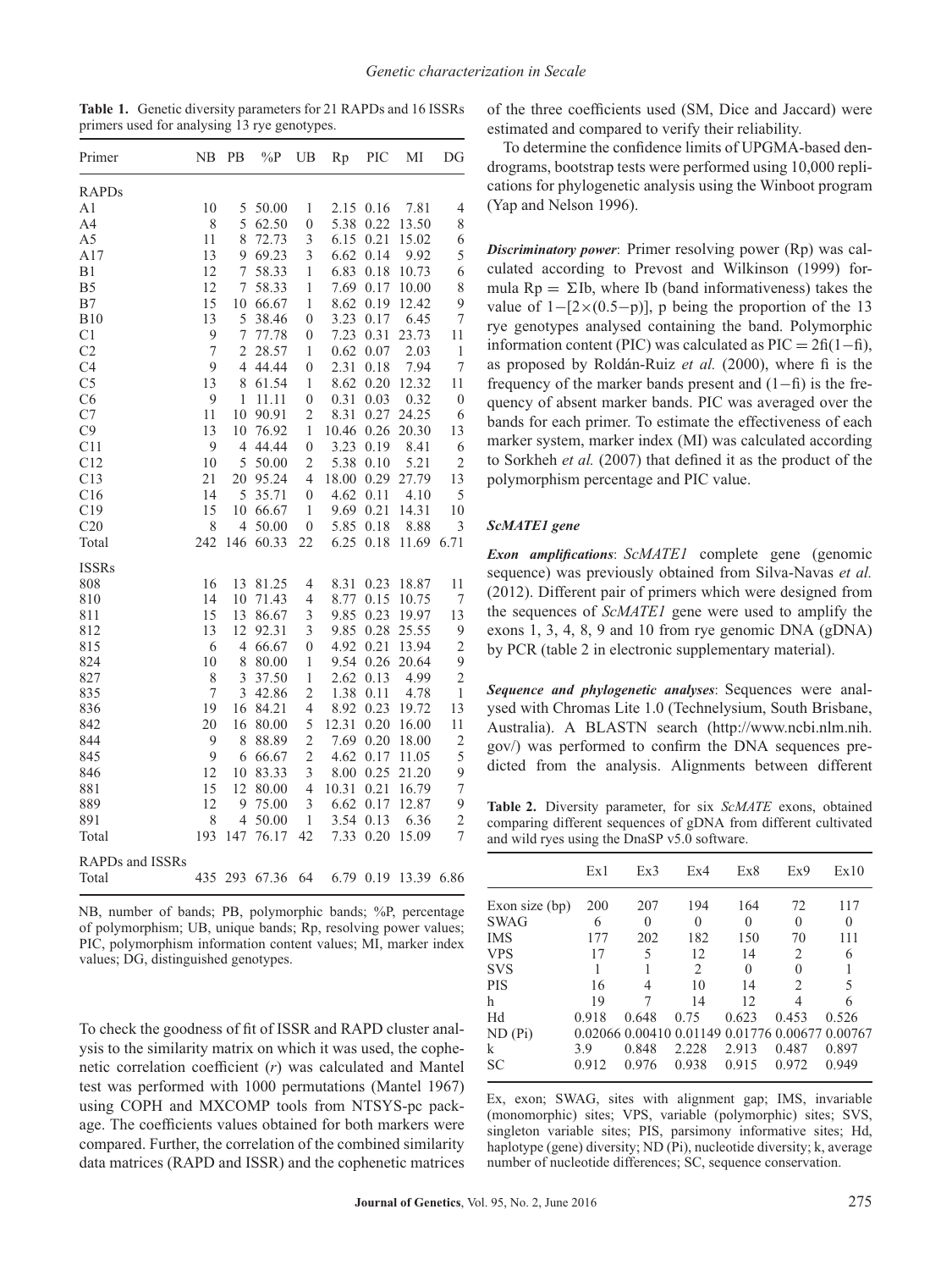**Table 1.** Genetic diversity parameters for 21 RAPDs and 16 ISSRs primers used for analysing 13 rye genotypes.

| Primer | NB | PB | %P | UB | Rp | PIC | MI | DG |
|---|---|---|---|---|---|---|---|---|
| RAPDs | | | | | | | | |
| A1 | 10 | 5 | 50.00 | 1 | 2.15 | 0.16 | 7.81 | 4 |
| A4 | 8 | 5 | 62.50 | 0 | 5.38 | 0.22 | 13.50 | 8 |
| A5 | 11 | 8 | 72.73 | 3 | 6.15 | 0.21 | 15.02 | 6 |
| A17 | 13 | 9 | 69.23 | 3 | 6.62 | 0.14 | 9.92 | 5 |
| B1 | 12 | 7 | 58.33 | 1 | 6.83 | 0.18 | 10.73 | 6 |
| B5 | 12 | 7 | 58.33 | 1 | 7.69 | 0.17 | 10.00 | 8 |
| B7 | 15 | 10 | 66.67 | 1 | 8.62 | 0.19 | 12.42 | 9 |
| B10 | 13 | 5 | 38.46 | 0 | 3.23 | 0.17 | 6.45 | 7 |
| C1 | 9 | 7 | 77.78 | 0 | 7.23 | 0.31 | 23.73 | 11 |
| C2 | 7 | 2 | 28.57 | 1 | 0.62 | 0.07 | 2.03 | 1 |
| C4 | 9 | 4 | 44.44 | 0 | 2.31 | 0.18 | 7.94 | 7 |
| C5 | 13 | 8 | 61.54 | 1 | 8.62 | 0.20 | 12.32 | 11 |
| C6 | 9 | 1 | 11.11 | 0 | 0.31 | 0.03 | 0.32 | 0 |
| C7 | 11 | 10 | 90.91 | 2 | 8.31 | 0.27 | 24.25 | 6 |
| C9 | 13 | 10 | 76.92 | 1 | 10.46 | 0.26 | 20.30 | 13 |
| C11 | 9 | 4 | 44.44 | 0 | 3.23 | 0.19 | 8.41 | 6 |
| C12 | 10 | 5 | 50.00 | 2 | 5.38 | 0.10 | 5.21 | 2 |
| C13 | 21 | 20 | 95.24 | 4 | 18.00 | 0.29 | 27.79 | 13 |
| C16 | 14 | 5 | 35.71 | 0 | 4.62 | 0.11 | 4.10 | 5 |
| C19 | 15 | 10 | 66.67 | 1 | 9.69 | 0.21 | 14.31 | 10 |
| C20 | 8 | 4 | 50.00 | 0 | 5.85 | 0.18 | 8.88 | 3 |
| Total | 242 | 146 | 60.33 | 22 | 6.25 | 0.18 | 11.69 | 6.71 |
| ISSRs | | | | | | | | |
| 808 | 16 | 13 | 81.25 | 4 | 8.31 | 0.23 | 18.87 | 11 |
| 810 | 14 | 10 | 71.43 | 4 | 8.77 | 0.15 | 10.75 | 7 |
| 811 | 15 | 13 | 86.67 | 3 | 9.85 | 0.23 | 19.97 | 13 |
| 812 | 13 | 12 | 92.31 | 3 | 9.85 | 0.28 | 25.55 | 9 |
| 815 | 6 | 4 | 66.67 | 0 | 4.92 | 0.21 | 13.94 | 2 |
| 824 | 10 | 8 | 80.00 | 1 | 9.54 | 0.26 | 20.64 | 9 |
| 827 | 8 | 3 | 37.50 | 1 | 2.62 | 0.13 | 4.99 | 2 |
| 835 | 7 | 3 | 42.86 | 2 | 1.38 | 0.11 | 4.78 | 1 |
| 836 | 19 | 16 | 84.21 | 4 | 8.92 | 0.23 | 19.72 | 13 |
| 842 | 20 | 16 | 80.00 | 5 | 12.31 | 0.20 | 16.00 | 11 |
| 844 | 9 | 8 | 88.89 | 2 | 7.69 | 0.20 | 18.00 | 2 |
| 845 | 9 | 6 | 66.67 | 2 | 4.62 | 0.17 | 11.05 | 5 |
| 846 | 12 | 10 | 83.33 | 3 | 8.00 | 0.25 | 21.20 | 9 |
| 881 | 15 | 12 | 80.00 | 4 | 10.31 | 0.21 | 16.79 | 7 |
| 889 | 12 | 9 | 75.00 | 3 | 6.62 | 0.17 | 12.87 | 9 |
| 891 | 8 | 4 | 50.00 | 1 | 3.54 | 0.13 | 6.36 | 2 |
| Total | 193 | 147 | 76.17 | 42 | 7.33 | 0.20 | 15.09 | 7 |
| RAPDs and ISSRs | | | | | | | | |
| Total | 435 | 293 | 67.36 | 64 | 6.79 | 0.19 | 13.39 | 6.86 |

NB, number of bands; PB, polymorphic bands; %P, percentage of polymorphism; UB, unique bands; Rp, resolving power values; PIC, polymorphism information content values; MI, marker index values; DG, distinguished genotypes.

To check the goodness of fit of ISSR and RAPD cluster analysis to the similarity matrix on which it was used, the cophenetic correlation coefficient ($r$) was calculated and Mantel test was performed with 1000 permutations (Mantel 1967) using COPH and MXCOMP tools from NTSYS-pc package. The coefficients values obtained for both markers were compared. Further, the correlation of the combined similarity data matrices (RAPD and ISSR) and the cophenetic matrices of the three coefficients used (SM, Dice and Jaccard) were estimated and compared to verify their reliability.

To determine the confidence limits of UPGMA-based dendrograms, bootstrap tests were performed using 10,000 replications for phylogenetic analysis using the Winboot program (Yap and Nelson 1996).

***Discriminatory power***: Primer resolving power (Rp) was calculated according to Prevost and Wilkinson (1999) formula $\mathrm{Rp} = \Sigma \mathrm{Ib}$, where Ib (band informativeness) takes the value of $1-[2\times(0.5-\mathrm{p})]$, p being the proportion of the 13 rye genotypes analysed containing the band. Polymorphic information content (PIC) was calculated as $\mathrm{PIC} = 2\mathrm{fi}(1-\mathrm{fi})$, as proposed by Roldán-Ruiz *et al.* (2000), where fi is the frequency of the marker bands present and $(1-\mathrm{fi})$ is the frequency of absent marker bands. PIC was averaged over the bands for each primer. To estimate the effectiveness of each marker system, marker index (MI) was calculated according to Sorkheh *et al.* (2007) that defined it as the product of the polymorphism percentage and PIC value.

### *ScMATE1 gene*

***Exon amplifications***: *ScMATE1* complete gene (genomic sequence) was previously obtained from Silva-Navas *et al.* (2012). Different pair of primers which were designed from the sequences of *ScMATE1* gene were used to amplify the exons 1, 3, 4, 8, 9 and 10 from rye genomic DNA (gDNA) by PCR (table 2 in electronic supplementary material).

***Sequence and phylogenetic analyses***: Sequences were analysed with Chromas Lite 1.0 (Technelysium, South Brisbane, Australia). A BLASTN search (http://www.ncbi.nlm.nih.gov/) was performed to confirm the DNA sequences predicted from the analysis. Alignments between different

**Table 2.** Diversity parameter, for six *ScMATE* exons, obtained comparing different sequences of gDNA from different cultivated and wild ryes using the DnaSP v5.0 software.

| | Ex1 | Ex3 | Ex4 | Ex8 | Ex9 | Ex10 |
|---|---|---|---|---|---|---|
| Exon size (bp) | 200 | 207 | 194 | 164 | 72 | 117 |
| SWAG | 6 | 0 | 0 | 0 | 0 | 0 |
| IMS | 177 | 202 | 182 | 150 | 70 | 111 |
| VPS | 17 | 5 | 12 | 14 | 2 | 6 |
| SVS | 1 | 1 | 2 | 0 | 0 | 1 |
| PIS | 16 | 4 | 10 | 14 | 2 | 5 |
| h | 19 | 7 | 14 | 12 | 4 | 6 |
| Hd | 0.918 | 0.648 | 0.75 | 0.623 | 0.453 | 0.526 |
| ND (Pi) | 0.02066 | 0.00410 | 0.01149 | 0.01776 | 0.00677 | 0.00767 |
| k | 3.9 | 0.848 | 2.228 | 2.913 | 0.487 | 0.897 |
| SC | 0.912 | 0.976 | 0.938 | 0.915 | 0.972 | 0.949 |

Ex, exon; SWAG, sites with alignment gap; IMS, invariable (monomorphic) sites; VPS, variable (polymorphic) sites; SVS, singleton variable sites; PIS, parsimony informative sites; Hd, haplotype (gene) diversity; ND (Pi), nucleotide diversity; k, average number of nucleotide differences; SC, sequence conservation.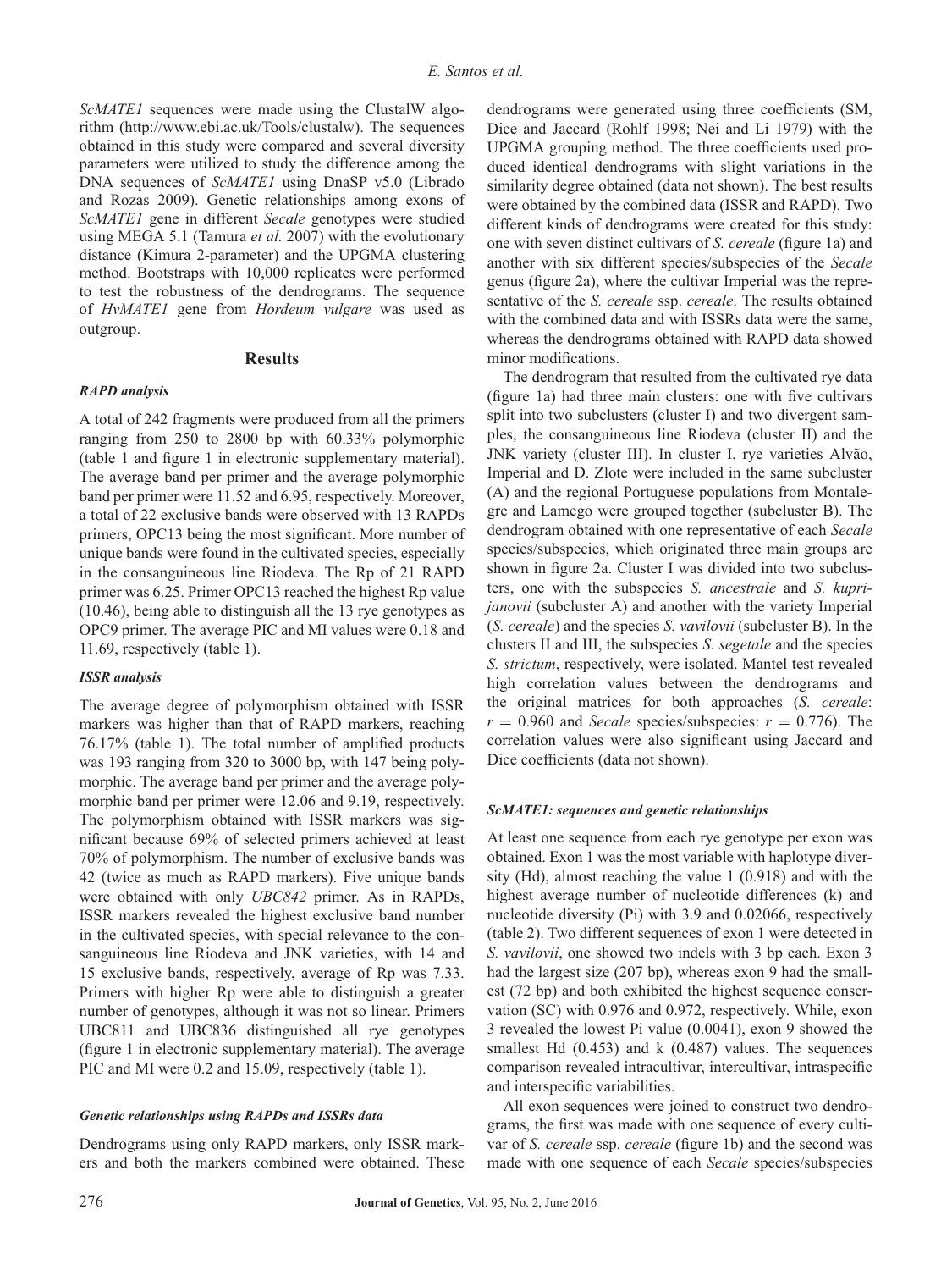*ScMATE1* sequences were made using the ClustalW algorithm (http://www.ebi.ac.uk/Tools/clustalw). The sequences obtained in this study were compared and several diversity parameters were utilized to study the difference among the DNA sequences of *ScMATE1* using DnaSP v5.0 (Librado and Rozas 2009). Genetic relationships among exons of *ScMATE1* gene in different *Secale* genotypes were studied using MEGA 5.1 (Tamura *et al.* 2007) with the evolutionary distance (Kimura 2-parameter) and the UPGMA clustering method. Bootstraps with 10,000 replicates were performed to test the robustness of the dendrograms. The sequence of *HvMATE1* gene from *Hordeum vulgare* was used as outgroup.

## Results

### *RAPD analysis*

A total of 242 fragments were produced from all the primers ranging from 250 to 2800 bp with 60.33% polymorphic (table 1 and figure 1 in electronic supplementary material). The average band per primer and the average polymorphic band per primer were 11.52 and 6.95, respectively. Moreover, a total of 22 exclusive bands were observed with 13 RAPDs primers, OPC13 being the most significant. More number of unique bands were found in the cultivated species, especially in the consanguineous line Riodeva. The Rp of 21 RAPD primer was 6.25. Primer OPC13 reached the highest Rp value (10.46), being able to distinguish all the 13 rye genotypes as OPC9 primer. The average PIC and MI values were 0.18 and 11.69, respectively (table 1).

### *ISSR analysis*

The average degree of polymorphism obtained with ISSR markers was higher than that of RAPD markers, reaching 76.17% (table 1). The total number of amplified products was 193 ranging from 320 to 3000 bp, with 147 being polymorphic. The average band per primer and the average polymorphic band per primer were 12.06 and 9.19, respectively. The polymorphism obtained with ISSR markers was significant because 69% of selected primers achieved at least 70% of polymorphism. The number of exclusive bands was 42 (twice as much as RAPD markers). Five unique bands were obtained with only *UBC842* primer. As in RAPDs, ISSR markers revealed the highest exclusive band number in the cultivated species, with special relevance to the consanguineous line Riodeva and JNK varieties, with 14 and 15 exclusive bands, respectively, average of Rp was 7.33. Primers with higher Rp were able to distinguish a greater number of genotypes, although it was not so linear. Primers UBC811 and UBC836 distinguished all rye genotypes (figure 1 in electronic supplementary material). The average PIC and MI were 0.2 and 15.09, respectively (table 1).

### *Genetic relationships using RAPDs and ISSRs data*

Dendrograms using only RAPD markers, only ISSR markers and both the markers combined were obtained. These dendrograms were generated using three coefficients (SM, Dice and Jaccard (Rohlf 1998; Nei and Li 1979) with the UPGMA grouping method. The three coefficients used produced identical dendrograms with slight variations in the similarity degree obtained (data not shown). The best results were obtained by the combined data (ISSR and RAPD). Two different kinds of dendrograms were created for this study: one with seven distinct cultivars of *S. cereale* (figure 1a) and another with six different species/subspecies of the *Secale* genus (figure 2a), where the cultivar Imperial was the representative of the *S. cereale* ssp. *cereale*. The results obtained with the combined data and with ISSRs data were the same, whereas the dendrograms obtained with RAPD data showed minor modifications.

The dendrogram that resulted from the cultivated rye data (figure 1a) had three main clusters: one with five cultivars split into two subclusters (cluster I) and two divergent samples, the consanguineous line Riodeva (cluster II) and the JNK variety (cluster III). In cluster I, rye varieties Alvão, Imperial and D. Zlote were included in the same subcluster (A) and the regional Portuguese populations from Montalegre and Lamego were grouped together (subcluster B). The dendrogram obtained with one representative of each *Secale* species/subspecies, which originated three main groups are shown in figure 2a. Cluster I was divided into two subclusters, one with the subspecies *S. ancestrale* and *S. kuprijanovii* (subcluster A) and another with the variety Imperial (*S. cereale*) and the species *S. vavilovii* (subcluster B). In the clusters II and III, the subspecies *S. segetale* and the species *S. strictum*, respectively, were isolated. Mantel test revealed high correlation values between the dendrograms and the original matrices for both approaches (*S. cereale*: $r = 0.960$ and *Secale* species/subspecies: $r = 0.776$). The correlation values were also significant using Jaccard and Dice coefficients (data not shown).

### *ScMATE1: sequences and genetic relationships*

At least one sequence from each rye genotype per exon was obtained. Exon 1 was the most variable with haplotype diversity (Hd), almost reaching the value 1 (0.918) and with the highest average number of nucleotide differences (k) and nucleotide diversity (Pi) with 3.9 and 0.02066, respectively (table 2). Two different sequences of exon 1 were detected in *S. vavilovii*, one showed two indels with 3 bp each. Exon 3 had the largest size (207 bp), whereas exon 9 had the smallest (72 bp) and both exhibited the highest sequence conservation (SC) with 0.976 and 0.972, respectively. While, exon 3 revealed the lowest Pi value (0.0041), exon 9 showed the smallest Hd (0.453) and k (0.487) values. The sequences comparison revealed intracultivar, intercultivar, intraspecific and interspecific variabilities.

All exon sequences were joined to construct two dendrograms, the first was made with one sequence of every cultivar of *S. cereale* ssp. *cereale* (figure 1b) and the second was made with one sequence of each *Secale* species/subspecies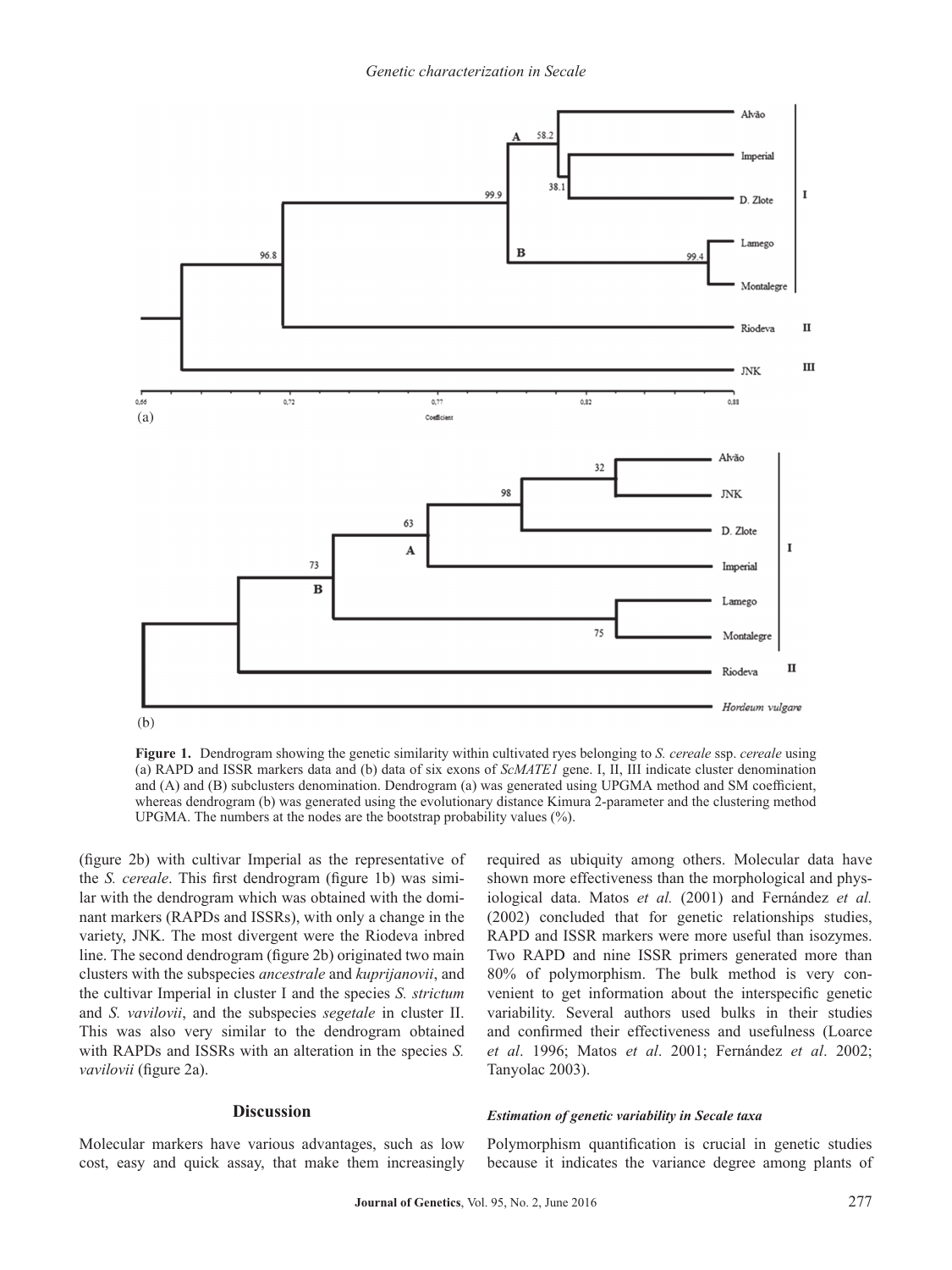**Figure 1.** Dendrogram showing the genetic similarity within cultivated ryes belonging to *S. cereale* ssp. *cereale* using (a) RAPD and ISSR markers data and (b) data of six exons of *ScMATE1* gene. I, II, III indicate cluster denomination and (A) and (B) subclusters denomination. Dendrogram (a) was generated using UPGMA method and SM coefficient, whereas dendrogram (b) was generated using the evolutionary distance Kimura 2-parameter and the clustering method UPGMA. The numbers at the nodes are the bootstrap probability values (%).

(figure 2b) with cultivar Imperial as the representative of the *S. cereale*. This first dendrogram (figure 1b) was similar with the dendrogram which was obtained with the dominant markers (RAPDs and ISSRs), with only a change in the variety, JNK. The most divergent were the Riodeva inbred line. The second dendrogram (figure 2b) originated two main clusters with the subspecies *ancestrale* and *kuprijanovii*, and the cultivar Imperial in cluster I and the species *S. strictum* and *S. vavilovii*, and the subspecies *segetale* in cluster II. This was also very similar to the dendrogram obtained with RAPDs and ISSRs with an alteration in the species *S. vavilovii* (figure 2a).

## Discussion

Molecular markers have various advantages, such as low cost, easy and quick assay, that make them increasingly required as ubiquity among others. Molecular data have shown more effectiveness than the morphological and physiological data. Matos *et al.* (2001) and Fernández *et al.* (2002) concluded that for genetic relationships studies, RAPD and ISSR markers were more useful than isozymes. Two RAPD and nine ISSR primers generated more than 80% of polymorphism. The bulk method is very convenient to get information about the interspecific genetic variability. Several authors used bulks in their studies and confirmed their effectiveness and usefulness (Loarce *et al*. 1996; Matos *et al*. 2001; Fernández *et al*. 2002; Tanyolac 2003).

### *Estimation of genetic variability in Secale taxa*

Polymorphism quantification is crucial in genetic studies because it indicates the variance degree among plants of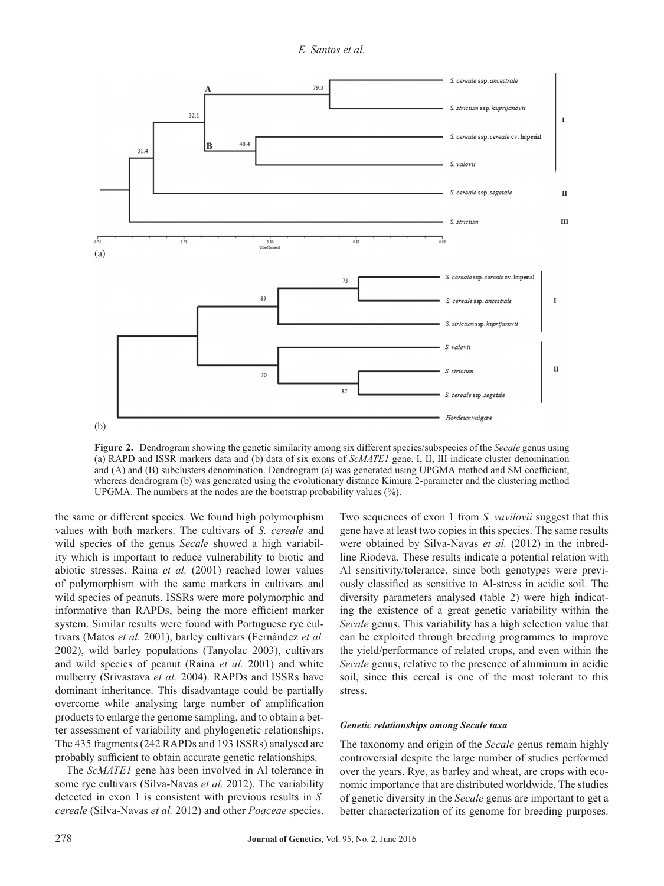**Figure 2.** Dendrogram showing the genetic similarity among six different species/subspecies of the *Secale* genus using (a) RAPD and ISSR markers data and (b) data of six exons of *ScMATE1* gene. I, II, III indicate cluster denomination and (A) and (B) subclusters denomination. Dendrogram (a) was generated using UPGMA method and SM coefficient, whereas dendrogram (b) was generated using the evolutionary distance Kimura 2-parameter and the clustering method UPGMA. The numbers at the nodes are the bootstrap probability values (%).

the same or different species. We found high polymorphism values with both markers. The cultivars of *S. cereale* and wild species of the genus *Secale* showed a high variability which is important to reduce vulnerability to biotic and abiotic stresses. Raina *et al.* (2001) reached lower values of polymorphism with the same markers in cultivars and wild species of peanuts. ISSRs were more polymorphic and informative than RAPDs, being the more efficient marker system. Similar results were found with Portuguese rye cultivars (Matos *et al.* 2001), barley cultivars (Fernández *et al.* 2002), wild barley populations (Tanyolac 2003), cultivars and wild species of peanut (Raina *et al.* 2001) and white mulberry (Srivastava *et al.* 2004). RAPDs and ISSRs have dominant inheritance. This disadvantage could be partially overcome while analysing large number of amplification products to enlarge the genome sampling, and to obtain a better assessment of variability and phylogenetic relationships. The 435 fragments (242 RAPDs and 193 ISSRs) analysed are probably sufficient to obtain accurate genetic relationships.

The *ScMATE1* gene has been involved in Al tolerance in some rye cultivars (Silva-Navas *et al.* 2012). The variability detected in exon 1 is consistent with previous results in *S. cereale* (Silva-Navas *et al.* 2012) and other *Poaceae* species. Two sequences of exon 1 from *S. vavilovii* suggest that this gene have at least two copies in this species. The same results were obtained by Silva-Navas *et al.* (2012) in the inbred-line Riodeva. These results indicate a potential relation with Al sensitivity/tolerance, since both genotypes were previously classified as sensitive to Al-stress in acidic soil. The diversity parameters analysed (table 2) were high indicating the existence of a great genetic variability within the *Secale* genus. This variability has a high selection value that can be exploited through breeding programmes to improve the yield/performance of related crops, and even within the *Secale* genus, relative to the presence of aluminum in acidic soil, since this cereal is one of the most tolerant to this stress.

#### *Genetic relationships among Secale taxa*

The taxonomy and origin of the *Secale* genus remain highly controversial despite the large number of studies performed over the years. Rye, as barley and wheat, are crops with economic importance that are distributed worldwide. The studies of genetic diversity in the *Secale* genus are important to get a better characterization of its genome for breeding purposes.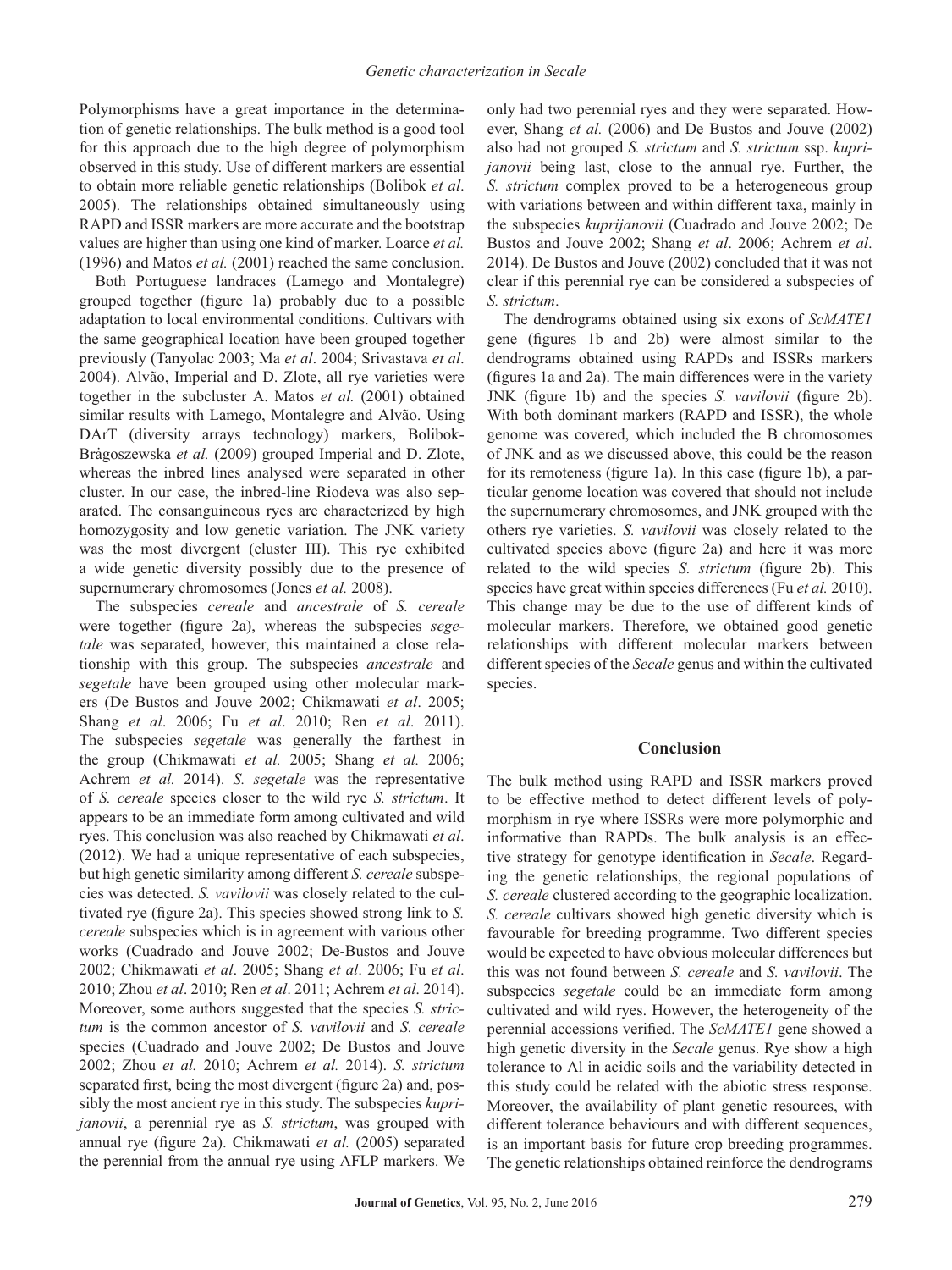Polymorphisms have a great importance in the determination of genetic relationships. The bulk method is a good tool for this approach due to the high degree of polymorphism observed in this study. Use of different markers are essential to obtain more reliable genetic relationships (Bolibok *et al*. 2005). The relationships obtained simultaneously using RAPD and ISSR markers are more accurate and the bootstrap values are higher than using one kind of marker. Loarce *et al.* (1996) and Matos *et al.* (2001) reached the same conclusion.

Both Portuguese landraces (Lamego and Montalegre) grouped together (figure 1a) probably due to a possible adaptation to local environmental conditions. Cultivars with the same geographical location have been grouped together previously (Tanyolac 2003; Ma *et al*. 2004; Srivastava *et al*. 2004). Alvão, Imperial and D. Zlote, all rye varieties were together in the subcluster A. Matos *et al.* (2001) obtained similar results with Lamego, Montalegre and Alvão. Using DArT (diversity arrays technology) markers, Bolibok-Brągoszewska *et al.* (2009) grouped Imperial and D. Zlote, whereas the inbred lines analysed were separated in other cluster. In our case, the inbred-line Riodeva was also separated. The consanguineous ryes are characterized by high homozygosity and low genetic variation. The JNK variety was the most divergent (cluster III). This rye exhibited a wide genetic diversity possibly due to the presence of supernumerary chromosomes (Jones *et al.* 2008).

The subspecies *cereale* and *ancestrale* of *S. cereale* were together (figure 2a), whereas the subspecies *segetale* was separated, however, this maintained a close relationship with this group. The subspecies *ancestrale* and *segetale* have been grouped using other molecular markers (De Bustos and Jouve 2002; Chikmawati *et al*. 2005; Shang *et al*. 2006; Fu *et al*. 2010; Ren *et al*. 2011). The subspecies *segetale* was generally the farthest in the group (Chikmawati *et al.* 2005; Shang *et al.* 2006; Achrem *et al.* 2014). *S. segetale* was the representative of *S. cereale* species closer to the wild rye *S. strictum*. It appears to be an immediate form among cultivated and wild ryes. This conclusion was also reached by Chikmawati *et al.* (2012). We had a unique representative of each subspecies, but high genetic similarity among different *S. cereale* subspecies was detected. *S. vavilovii* was closely related to the cultivated rye (figure 2a). This species showed strong link to *S. cereale* subspecies which is in agreement with various other works (Cuadrado and Jouve 2002; De-Bustos and Jouve 2002; Chikmawati *et al*. 2005; Shang *et al*. 2006; Fu *et al*. 2010; Zhou *et al*. 2010; Ren *et al*. 2011; Achrem *et al*. 2014). Moreover, some authors suggested that the species *S. strictum* is the common ancestor of *S. vavilovii* and *S. cereale* species (Cuadrado and Jouve 2002; De Bustos and Jouve 2002; Zhou *et al.* 2010; Achrem *et al.* 2014). *S. strictum* separated first, being the most divergent (figure 2a) and, possibly the most ancient rye in this study. The subspecies *kuprijanovii*, a perennial rye as *S. strictum*, was grouped with annual rye (figure 2a). Chikmawati *et al.* (2005) separated the perennial from the annual rye using AFLP markers. We only had two perennial ryes and they were separated. However, Shang *et al.* (2006) and De Bustos and Jouve (2002) also had not grouped *S. strictum* and *S. strictum* ssp. *kuprijanovii* being last, close to the annual rye. Further, the *S. strictum* complex proved to be a heterogeneous group with variations between and within different taxa, mainly in the subspecies *kuprijanovii* (Cuadrado and Jouve 2002; De Bustos and Jouve 2002; Shang *et al*. 2006; Achrem *et al*. 2014). De Bustos and Jouve (2002) concluded that it was not clear if this perennial rye can be considered a subspecies of *S. strictum*.

The dendrograms obtained using six exons of *ScMATE1* gene (figures 1b and 2b) were almost similar to the dendrograms obtained using RAPDs and ISSRs markers (figures 1a and 2a). The main differences were in the variety JNK (figure 1b) and the species *S. vavilovii* (figure 2b). With both dominant markers (RAPD and ISSR), the whole genome was covered, which included the B chromosomes of JNK and as we discussed above, this could be the reason for its remoteness (figure 1a). In this case (figure 1b), a particular genome location was covered that should not include the supernumerary chromosomes, and JNK grouped with the others rye varieties. *S. vavilovii* was closely related to the cultivated species above (figure 2a) and here it was more related to the wild species *S. strictum* (figure 2b). This species have great within species differences (Fu *et al.* 2010). This change may be due to the use of different kinds of molecular markers. Therefore, we obtained good genetic relationships with different molecular markers between different species of the *Secale* genus and within the cultivated species.

## Conclusion

The bulk method using RAPD and ISSR markers proved to be effective method to detect different levels of polymorphism in rye where ISSRs were more polymorphic and informative than RAPDs. The bulk analysis is an effective strategy for genotype identification in *Secale*. Regarding the genetic relationships, the regional populations of *S. cereale* clustered according to the geographic localization. *S. cereale* cultivars showed high genetic diversity which is favourable for breeding programme. Two different species would be expected to have obvious molecular differences but this was not found between *S. cereale* and *S. vavilovii*. The subspecies *segetale* could be an immediate form among cultivated and wild ryes. However, the heterogeneity of the perennial accessions verified. The *ScMATE1* gene showed a high genetic diversity in the *Secale* genus. Rye show a high tolerance to Al in acidic soils and the variability detected in this study could be related with the abiotic stress response. Moreover, the availability of plant genetic resources, with different tolerance behaviours and with different sequences, is an important basis for future crop breeding programmes. The genetic relationships obtained reinforce the dendrograms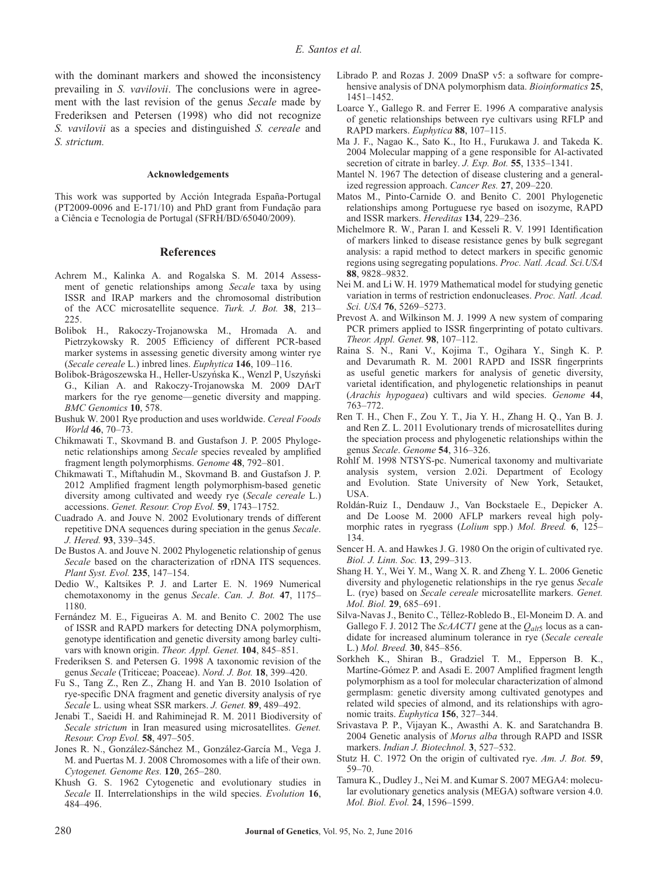with the dominant markers and showed the inconsistency prevailing in *S. vavilovii*. The conclusions were in agreement with the last revision of the genus *Secale* made by Frederiksen and Petersen (1998) who did not recognize *S. vavilovii* as a species and distinguished *S. cereale* and *S. strictum.*

#### Acknowledgements

This work was supported by Acción Integrada España-Portugal (PT2009-0096 and E-171/10) and PhD grant from Fundação para a Ciência e Tecnologia de Portugal (SFRH/BD/65040/2009).

## References

Achrem M., Kalinka A. and Rogalska S. M. 2014 Assessment of genetic relationships among *Secale* taxa by using ISSR and IRAP markers and the chromosomal distribution of the ACC microsatellite sequence. *Turk. J. Bot.* **38**, 213–225.

Bolibok H., Rakoczy-Trojanowska M., Hromada A. and Pietrzykowsky R. 2005 Efficiency of different PCR-based marker systems in assessing genetic diversity among winter rye (*Secale cereale* L.) inbred lines. *Euphytica* **146**, 109–116.

Bolibok-Brągoszewska H., Heller-Uszyńska K., Wenzl P, Uszyński G., Kilian A. and Rakoczy-Trojanowska M. 2009 DArT markers for the rye genome—genetic diversity and mapping. *BMC Genomics* **10**, 578.

Bushuk W. 2001 Rye production and uses worldwide. *Cereal Foods World* **46**, 70–73.

Chikmawati T., Skovmand B. and Gustafson J. P. 2005 Phylogenetic relationships among *Secale* species revealed by amplified fragment length polymorphisms. *Genome* **48**, 792–801.

Chikmawati T., Miftahudin M., Skovmand B. and Gustafson J. P. 2012 Amplified fragment length polymorphism-based genetic diversity among cultivated and weedy rye (*Secale cereale* L.) accessions. *Genet. Resour. Crop Evol.* **59**, 1743–1752.

Cuadrado A. and Jouve N. 2002 Evolutionary trends of different repetitive DNA sequences during speciation in the genus *Secale*. *J. Hered.* **93**, 339–345.

De Bustos A. and Jouve N. 2002 Phylogenetic relationship of genus *Secale* based on the characterization of rDNA ITS sequences. *Plant Syst. Evol.* **235**, 147–154.

Dedio W., Kaltsikes P. J. and Larter E. N. 1969 Numerical chemotaxonomy in the genus *Secale*. *Can. J. Bot.* **47**, 1175–1180.

Fernández M. E., Figueiras A. M. and Benito C. 2002 The use of ISSR and RAPD markers for detecting DNA polymorphism, genotype identification and genetic diversity among barley cultivars with known origin. *Theor. Appl. Genet.* **104**, 845–851.

Frederiksen S. and Petersen G. 1998 A taxonomic revision of the genus *Secale* (Triticeae; Poaceae). *Nord. J. Bot.* **18**, 399–420.

Fu S., Tang Z., Ren Z., Zhang H. and Yan B. 2010 Isolation of rye-specific DNA fragment and genetic diversity analysis of rye *Secale* L. using wheat SSR markers. *J. Genet.* **89**, 489–492.

Jenabi T., Saeidi H. and Rahiminejad R. M. 2011 Biodiversity of *Secale strictum* in Iran measured using microsatellites. *Genet. Resour. Crop Evol.* **58**, 497–505.

Jones R. N., González-Sánchez M., González-García M., Vega J. M. and Puertas M. J. 2008 Chromosomes with a life of their own. *Cytogenet. Genome Res.* **120**, 265–280.

Khush G. S. 1962 Cytogenetic and evolutionary studies in *Secale* II. Interrelationships in the wild species. *Evolution* **16**, 484–496.

Librado P. and Rozas J. 2009 DnaSP v5: a software for comprehensive analysis of DNA polymorphism data. *Bioinformatics* **25**, 1451–1452.

Loarce Y., Gallego R. and Ferrer E. 1996 A comparative analysis of genetic relationships between rye cultivars using RFLP and RAPD markers. *Euphytica* **88**, 107–115.

Ma J. F., Nagao K., Sato K., Ito H., Furukawa J. and Takeda K. 2004 Molecular mapping of a gene responsible for Al-activated secretion of citrate in barley. *J. Exp. Bot.* **55**, 1335–1341.

Mantel N. 1967 The detection of disease clustering and a generalized regression approach. *Cancer Res.* **27**, 209–220.

Matos M., Pinto-Carnide O. and Benito C. 2001 Phylogenetic relationships among Portuguese rye based on isozyme, RAPD and ISSR markers. *Hereditas* **134**, 229–236.

Michelmore R. W., Paran I. and Kesseli R. V. 1991 Identification of markers linked to disease resistance genes by bulk segregant analysis: a rapid method to detect markers in specific genomic regions using segregating populations. *Proc. Natl. Acad. Sci.USA* **88**, 9828–9832.

Nei M. and Li W. H. 1979 Mathematical model for studying genetic variation in terms of restriction endonucleases. *Proc. Natl. Acad. Sci. USA* **76**, 5269–5273.

Prevost A. and Wilkinson M. J. 1999 A new system of comparing PCR primers applied to ISSR fingerprinting of potato cultivars. *Theor. Appl. Genet.* **98**, 107–112.

Raina S. N., Rani V., Kojima T., Ogihara Y., Singh K. P. and Devarumath R. M. 2001 RAPD and ISSR fingerprints as useful genetic markers for analysis of genetic diversity, varietal identification, and phylogenetic relationships in peanut (*Arachis hypogaea*) cultivars and wild species. *Genome* **44**, 763–772.

Ren T. H., Chen F., Zou Y. T., Jia Y. H., Zhang H. Q., Yan B. J. and Ren Z. L. 2011 Evolutionary trends of microsatellites during the speciation process and phylogenetic relationships within the genus *Secale*. *Genome* **54**, 316–326.

Rohlf M. 1998 NTSYS-pc. Numerical taxonomy and multivariate analysis system, version 2.02i. Department of Ecology and Evolution. State University of New York, Setauket, USA.

Roldán-Ruiz I., Dendauw J., Van Bockstaele E., Depicker A. and De Loose M. 2000 AFLP markers reveal high polymorphic rates in ryegrass (*Lolium* spp.) *Mol. Breed.* **6**, 125–134.

Sencer H. A. and Hawkes J. G. 1980 On the origin of cultivated rye. *Biol. J. Linn. Soc.* **13**, 299–313.

Shang H. Y., Wei Y. M., Wang X. R. and Zheng Y. L. 2006 Genetic diversity and phylogenetic relationships in the rye genus *Secale* L. (rye) based on *Secale cereale* microsatellite markers. *Genet. Mol. Biol.* **29**, 685–691.

Silva-Navas J., Benito C., Téllez-Robledo B., El-Moneim D. A. and Gallego F. J. 2012 The *ScAACT1* gene at the $Q_{alt5}$ locus as a candidate for increased aluminum tolerance in rye (*Secale cereale* L.) *Mol. Breed.* **30**, 845–856.

Sorkheh K., Shiran B., Gradziel T. M., Epperson B. K., Martíne-Gómez P. and Asadi E. 2007 Amplified fragment length polymorphism as a tool for molecular characterization of almond germplasm: genetic diversity among cultivated genotypes and related wild species of almond, and its relationships with agronomic traits. *Euphytica* **156**, 327–344.

Srivastava P. P., Vijayan K., Awasthi A. K. and Saratchandra B. 2004 Genetic analysis of *Morus alba* through RAPD and ISSR markers. *Indian J. Biotechnol.* **3**, 527–532.

Stutz H. C. 1972 On the origin of cultivated rye. *Am. J. Bot.* **59**, 59–70.

Tamura K., Dudley J., Nei M. and Kumar S. 2007 MEGA4: molecular evolutionary genetics analysis (MEGA) software version 4.0. *Mol. Biol. Evol.* **24**, 1596–1599.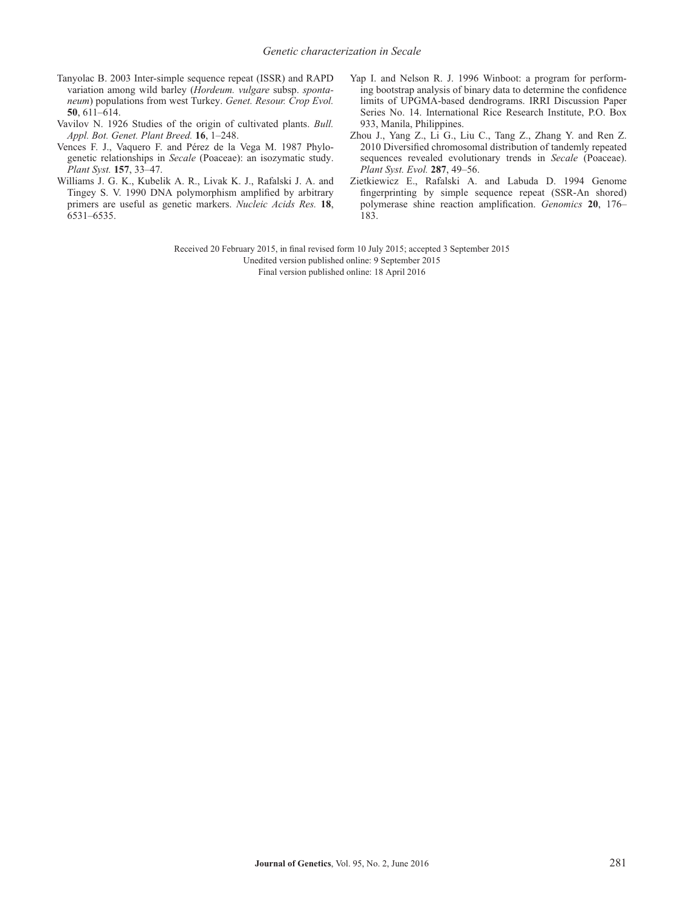Tanyolac B. 2003 Inter-simple sequence repeat (ISSR) and RAPD variation among wild barley (*Hordeum. vulgare* subsp. *spontaneum*) populations from west Turkey. *Genet. Resour. Crop Evol.* **50**, 611–614.

Vavilov N. 1926 Studies of the origin of cultivated plants. *Bull. Appl. Bot. Genet. Plant Breed.* **16**, 1–248.

Vences F. J., Vaquero F. and Pérez de la Vega M. 1987 Phylogenetic relationships in *Secale* (Poaceae): an isozymatic study. *Plant Syst.* **157**, 33–47.

Williams J. G. K., Kubelik A. R., Livak K. J., Rafalski J. A. and Tingey S. V. 1990 DNA polymorphism amplified by arbitrary primers are useful as genetic markers. *Nucleic Acids Res.* **18**, 6531–6535.

Yap I. and Nelson R. J. 1996 Winboot: a program for performing bootstrap analysis of binary data to determine the confidence limits of UPGMA-based dendrograms. IRRI Discussion Paper Series No. 14. International Rice Research Institute, P.O. Box 933, Manila, Philippines.

Zhou J., Yang Z., Li G., Liu C., Tang Z., Zhang Y. and Ren Z. 2010 Diversified chromosomal distribution of tandemly repeated sequences revealed evolutionary trends in *Secale* (Poaceae). *Plant Syst. Evol.* **287**, 49–56.

Zietkiewicz E., Rafalski A. and Labuda D. 1994 Genome fingerprinting by simple sequence repeat (SSR-An shored) polymerase shine reaction amplification. *Genomics* **20**, 176–183.

Received 20 February 2015, in final revised form 10 July 2015; accepted 3 September 2015
Unedited version published online: 9 September 2015
Final version published online: 18 April 2016